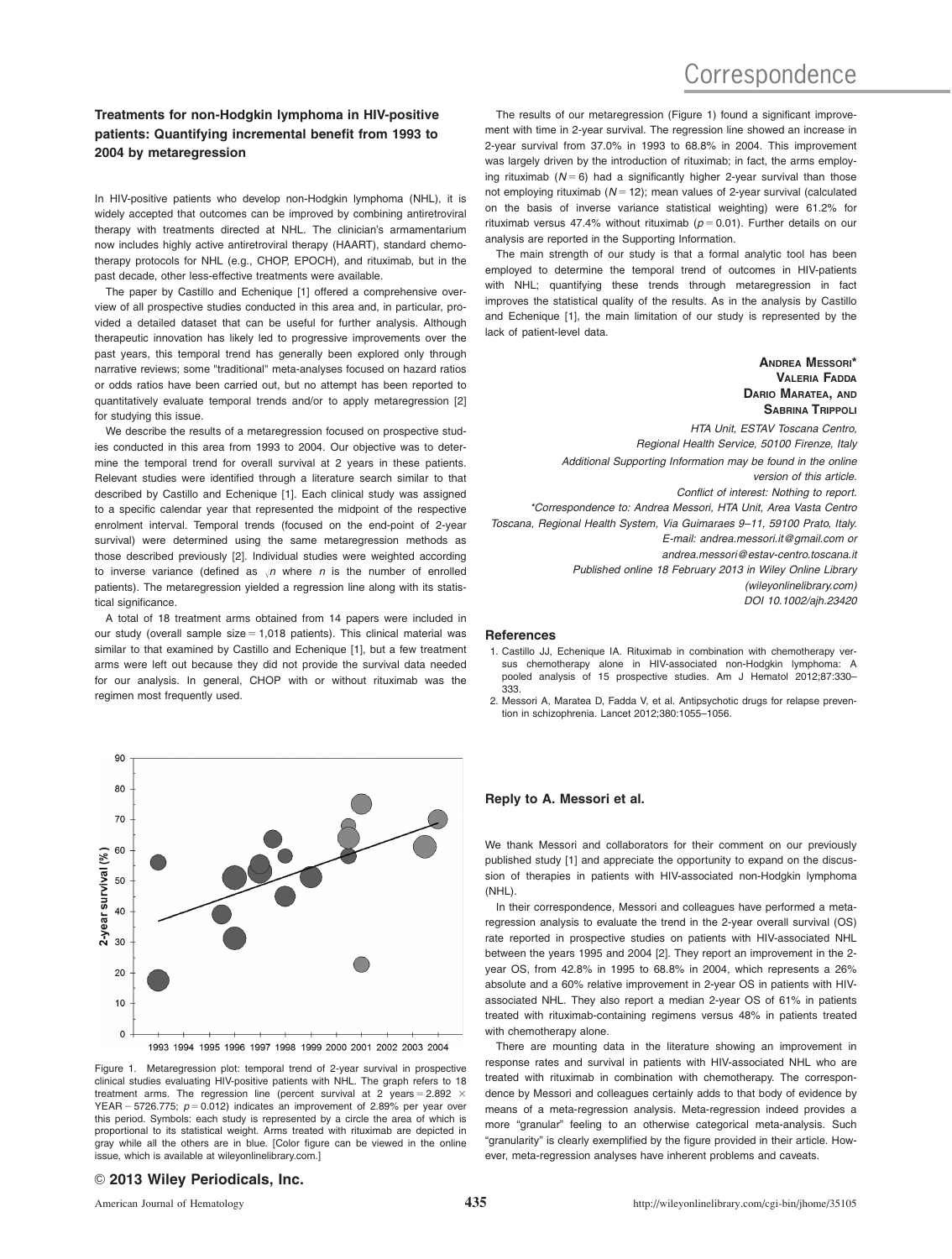# Correspondence

## Treatments for non-Hodgkin lymphoma in HIV-positive patients: Quantifying incremental benefit from 1993 to 2004 by metaregression

In HIV-positive patients who develop non-Hodgkin lymphoma (NHL), it is widely accepted that outcomes can be improved by combining antiretroviral therapy with treatments directed at NHL. The clinician's armamentarium now includes highly active antiretroviral therapy (HAART), standard chemotherapy protocols for NHL (e.g., CHOP, EPOCH), and rituximab, but in the past decade, other less-effective treatments were available.

The paper by Castillo and Echenique [1] offered a comprehensive overview of all prospective studies conducted in this area and, in particular, provided a detailed dataset that can be useful for further analysis. Although therapeutic innovation has likely led to progressive improvements over the past years, this temporal trend has generally been explored only through narrative reviews; some "traditional" meta-analyses focused on hazard ratios or odds ratios have been carried out, but no attempt has been reported to quantitatively evaluate temporal trends and/or to apply metaregression [2] for studying this issue.

We describe the results of a metaregression focused on prospective studies conducted in this area from 1993 to 2004. Our objective was to determine the temporal trend for overall survival at 2 years in these patients. Relevant studies were identified through a literature search similar to that described by Castillo and Echenique [1]. Each clinical study was assigned to a specific calendar year that represented the midpoint of the respective enrolment interval. Temporal trends (focused on the end-point of 2-year survival) were determined using the same metaregression methods as those described previously [2]. Individual studies were weighted according to inverse variance (defined as $\sqrt{n}$ where $n$ is the number of enrolled patients). The metaregression yielded a regression line along with its statistical significance.

A total of 18 treatment arms obtained from 14 papers were included in our study (overall sample size = 1,018 patients). This clinical material was similar to that examined by Castillo and Echenique [1], but a few treatment arms were left out because they did not provide the survival data needed for our analysis. In general, CHOP with or without rituximab was the regimen most frequently used.

Figure 1. Metaregression plot: temporal trend of 2-year survival in prospective clinical studies evaluating HIV-positive patients with NHL. The graph refers to 18 treatment arms. The regression line (percent survival at 2 years = 2.892 × YEAR − 5726.775; $p = 0.012$) indicates an improvement of 2.89% per year over this period. Symbols: each study is represented by a circle the area of which is proportional to its statistical weight. Arms treated with rituximab are depicted in gray while all the others are in blue. [Color figure can be viewed in the online issue, which is available at wileyonlinelibrary.com.]

The results of our metaregression (Figure 1) found a significant improvement with time in 2-year survival. The regression line showed an increase in 2-year survival from 37.0% in 1993 to 68.8% in 2004. This improvement was largely driven by the introduction of rituximab; in fact, the arms employing rituximab ($N = 6$) had a significantly higher 2-year survival than those not employing rituximab ($N = 12$); mean values of 2-year survival (calculated on the basis of inverse variance statistical weighting) were 61.2% for rituximab versus 47.4% without rituximab ($p = 0.01$). Further details on our analysis are reported in the Supporting Information.

The main strength of our study is that a formal analytic tool has been employed to determine the temporal trend of outcomes in HIV-patients with NHL; quantifying these trends through metaregression in fact improves the statistical quality of the results. As in the analysis by Castillo and Echenique [1], the main limitation of our study is represented by the lack of patient-level data.

**Andrea Messori\***
**Valeria Fadda**
**Dario Maratea, and**
**Sabrina Trippoli**

*HTA Unit, ESTAV Toscana Centro, Regional Health Service, 50100 Firenze, Italy*

*Additional Supporting Information may be found in the online version of this article.*

*Conflict of interest: Nothing to report.*

*\*Correspondence to: Andrea Messori, HTA Unit, Area Vasta Centro Toscana, Regional Health System, Via Guimaraes 9–11, 59100 Prato, Italy. E-mail: andrea.messori.it@gmail.com or andrea.messori@estav-centro.toscana.it*

*Published online 18 February 2013 in Wiley Online Library (wileyonlinelibrary.com)*

*DOI 10.1002/ajh.23420*

### References

1. Castillo JJ, Echenique IA. Rituximab in combination with chemotherapy versus chemotherapy alone in HIV-associated non-Hodgkin lymphoma: A pooled analysis of 15 prospective studies. Am J Hematol 2012;87:330–333.
2. Messori A, Maratea D, Fadda V, et al. Antipsychotic drugs for relapse prevention in schizophrenia. Lancet 2012;380:1055–1056.

## Reply to A. Messori et al.

We thank Messori and collaborators for their comment on our previously published study [1] and appreciate the opportunity to expand on the discussion of therapies in patients with HIV-associated non-Hodgkin lymphoma (NHL).

In their correspondence, Messori and colleagues have performed a meta-regression analysis to evaluate the trend in the 2-year overall survival (OS) rate reported in prospective studies on patients with HIV-associated NHL between the years 1995 and 2004 [2]. They report an improvement in the 2-year OS, from 42.8% in 1995 to 68.8% in 2004, which represents a 26% absolute and a 60% relative improvement in 2-year OS in patients with HIV-associated NHL. They also report a median 2-year OS of 61% in patients treated with rituximab-containing regimens versus 48% in patients treated with chemotherapy alone.

There are mounting data in the literature showing an improvement in response rates and survival in patients with HIV-associated NHL who are treated with rituximab in combination with chemotherapy. The correspondence by Messori and colleagues certainly adds to that body of evidence by means of a meta-regression analysis. Meta-regression indeed provides a more "granular" feeling to an otherwise categorical meta-analysis. Such "granularity" is clearly exemplified by the figure provided in their article. However, meta-regression analyses have inherent problems and caveats.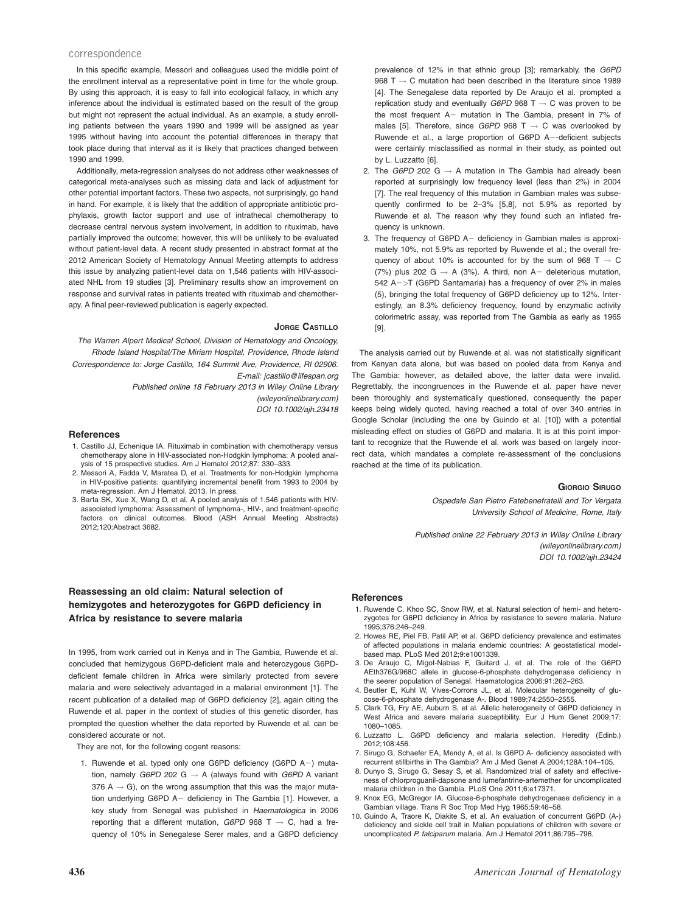correspondence

In this specific example, Messori and colleagues used the middle point of the enrollment interval as a representative point in time for the whole group. By using this approach, it is easy to fall into ecological fallacy, in which any inference about the individual is estimated based on the result of the group but might not represent the actual individual. As an example, a study enrolling patients between the years 1990 and 1999 will be assigned as year 1995 without having into account the potential differences in therapy that took place during that interval as it is likely that practices changed between 1990 and 1999.

Additionally, meta-regression analyses do not address other weaknesses of categorical meta-analyses such as missing data and lack of adjustment for other potential important factors. These two aspects, not surprisingly, go hand in hand. For example, it is likely that the addition of appropriate antibiotic prophylaxis, growth factor support and use of intrathecal chemotherapy to decrease central nervous system involvement, in addition to rituximab, have partially improved the outcome; however, this will be unlikely to be evaluated without patient-level data. A recent study presented in abstract format at the 2012 American Society of Hematology Annual Meeting attempts to address this issue by analyzing patient-level data on 1,546 patients with HIV-associated NHL from 19 studies [3]. Preliminary results show an improvement on response and survival rates in patients treated with rituximab and chemotherapy. A final peer-reviewed publication is eagerly expected.

**Jorge Castillo**

*The Warren Alpert Medical School, Division of Hematology and Oncology, Rhode Island Hospital/The Miriam Hospital, Providence, Rhode Island*
*Correspondence to: Jorge Castillo, 164 Summit Ave, Providence, RI 02906.*
*E-mail: jcastillo@lifespan.org*
*Published online 18 February 2013 in Wiley Online Library (wileyonlinelibrary.com)*
*DOI 10.1002/ajh.23418*

### References

1. Castillo JJ, Echenique IA. Rituximab in combination with chemotherapy versus chemotherapy alone in HIV-associated non-Hodgkin lymphoma: A pooled analysis of 15 prospective studies. Am J Hematol 2012;87: 330–333.
2. Messori A, Fadda V, Maratea D, et al. Treatments for non-Hodgkin lymphoma in HIV-positive patients: quantifying incremental benefit from 1993 to 2004 by meta-regression. Am J Hematol. 2013. In press.
3. Barta SK, Xue X, Wang D, et al. A pooled analysis of 1,546 patients with HIV-associated lymphoma: Assessment of lymphoma-, HIV-, and treatment-specific factors on clinical outcomes. Blood (ASH Annual Meeting Abstracts) 2012;120:Abstract 3682.

## Reassessing an old claim: Natural selection of hemizygotes and heterozygotes for G6PD deficiency in Africa by resistance to severe malaria

In 1995, from work carried out in Kenya and in The Gambia, Ruwende et al. concluded that hemizygous G6PD-deficient male and heterozygous G6PD-deficient female children in Africa were similarly protected from severe malaria and were selectively advantaged in a malarial environment [1]. The recent publication of a detailed map of G6PD deficiency [2], again citing the Ruwende et al. paper in the context of studies of this genetic disorder, has prompted the question whether the data reported by Ruwende et al. can be considered accurate or not.

They are not, for the following cogent reasons:

1. Ruwende et al. typed only one G6PD deficiency (G6PD A−) mutation, namely *G6PD* 202 G → A (always found with *G6PD* A variant 376 A → G), on the wrong assumption that this was the major mutation underlying G6PD A− deficiency in The Gambia [1]. However, a key study from Senegal was published in *Haematologica* in 2006 reporting that a different mutation, *G6PD* 968 T → C, had a frequency of 10% in Senegalese Serer males, and a G6PD deficiency prevalence of 12% in that ethnic group [3]; remarkably, the *G6PD* 968 T → C mutation had been described in the literature since 1989 [4]. The Senegalese data reported by De Araujo et al. prompted a replication study and eventually *G6PD* 968 T → C was proven to be the most frequent A− mutation in The Gambia, present in 7% of males [5]. Therefore, since *G6PD* 968 T → C was overlooked by Ruwende et al., a large proportion of G6PD A−-deficient subjects were certainly misclassified as normal in their study, as pointed out by L. Luzzatto [6].
2. The *G6PD* 202 G → A mutation in The Gambia had already been reported at surprisingly low frequency level (less than 2%) in 2004 [7]. The real frequency of this mutation in Gambian males was subsequently confirmed to be 2–3% [5,8], not 5.9% as reported by Ruwende et al. The reason why they found such an inflated frequency is unknown.
3. The frequency of G6PD A− deficiency in Gambian males is approximately 10%, not 5.9% as reported by Ruwende et al.; the overall frequency of about 10% is accounted for by the sum of 968 T → C (7%) plus 202 G → A (3%). A third, non A− deleterious mutation, 542 A−>T (G6PD Santamaria) has a frequency of over 2% in males (5), bringing the total frequency of G6PD deficiency up to 12%. Interestingly, an 8.3% deficiency frequency, found by enzymatic activity colorimetric assay, was reported from The Gambia as early as 1965 [9].

The analysis carried out by Ruwende et al. was not statistically significant from Kenyan data alone, but was based on pooled data from Kenya and The Gambia: however, as detailed above, the latter data were invalid. Regrettably, the incongruences in the Ruwende et al. paper have never been thoroughly and systematically questioned, consequently the paper keeps being widely quoted, having reached a total of over 340 entries in Google Scholar (including the one by Guindo et al. [10]) with a potential misleading effect on studies of G6PD and malaria. It is at this point important to recognize that the Ruwende et al. work was based on largely incorrect data, which mandates a complete re-assessment of the conclusions reached at the time of its publication.

**Giorgio Sirugo**

*Ospedale San Pietro Fatebenefratelli and Tor Vergata University School of Medicine, Rome, Italy*

*Published online 22 February 2013 in Wiley Online Library (wileyonlinelibrary.com)*
*DOI 10.1002/ajh.23424*

### References

1. Ruwende C, Khoo SC, Snow RW, et al. Natural selection of hemi- and heterozygotes for G6PD deficiency in Africa by resistance to severe malaria. Nature 1995;376:246–249.
2. Howes RE, Piel FB, Patil AP, et al. G6PD deficiency prevalence and estimates of affected populations in malaria endemic countries: A geostatistical model-based map. PLoS Med 2012;9:e1001339.
3. De Araujo C, Migot-Nabias F, Guitard J, et al. The role of the G6PD AEth376G/968C allele in glucose-6-phosphate dehydrogenase deficiency in the seerer population of Senegal. Haematologica 2006;91:262–263.
4. Beutler E, Kuhl W, Vives-Corrons JL, et al. Molecular heterogeneity of glucose-6-phosphate dehydrogenase A-. Blood 1989;74:2550–2555.
5. Clark TG, Fry AE, Auburn S, et al. Allelic heterogeneity of G6PD deficiency in West Africa and severe malaria susceptibility. Eur J Hum Genet 2009;17: 1080–1085.
6. Luzzatto L. G6PD deficiency and malaria selection. Heredity (Edinb.) 2012;108:456.
7. Sirugo G, Schaefer EA, Mendy A, et al. Is G6PD A- deficiency associated with recurrent stillbirths in The Gambia? Am J Med Genet A 2004;128A:104–105.
8. Dunyo S, Sirugo G, Sesay S, et al. Randomized trial of safety and effectiveness of chlorproguanil-dapsone and lumefantrine-artemether for uncomplicated malaria children in the Gambia. PLoS One 2011;6:e17371.
9. Knox EG, McGregor IA. Glucose-6-phosphate dehydrogenase deficiency in a Gambian village. Trans R Soc Trop Med Hyg 1965;59:46–58.
10. Guindo A, Traore K, Diakite S, et al. An evaluation of concurrent G6PD (A-) deficiency and sickle cell trait in Malian populations of children with severe or uncomplicated *P. falciparum* malaria. Am J Hematol 2011;86:795–796.